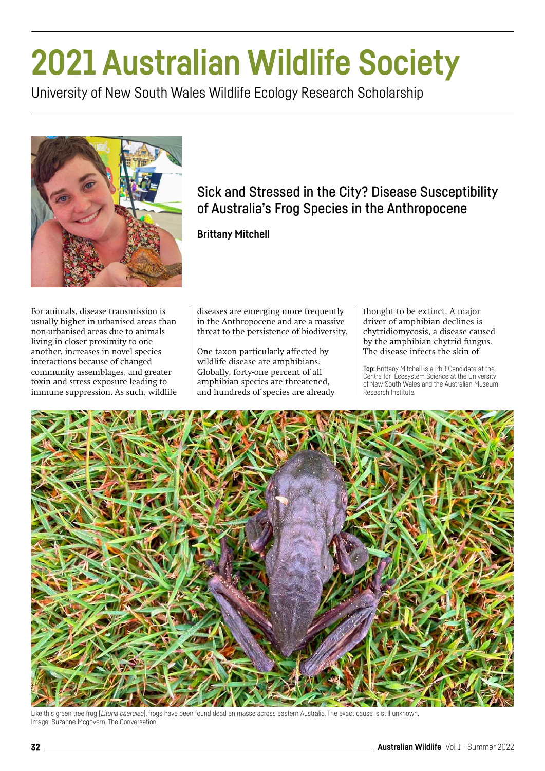# 2021 Australian Wildlife Society

University of New South Wales Wildlife Ecology Research Scholarship

## Sick and Stressed in the City? Disease Susceptibility of Australia's Frog Species in the Anthropocene

**Brittany Mitchell**

For animals, disease transmission is usually higher in urbanised areas than non-urbanised areas due to animals living in closer proximity to one another, increases in novel species interactions because of changed community assemblages, and greater toxin and stress exposure leading to immune suppression. As such, wildlife diseases are emerging more frequently in the Anthropocene and are a massive threat to the persistence of biodiversity.

One taxon particularly affected by wildlife disease are amphibians. Globally, forty-one percent of all amphibian species are threatened, and hundreds of species are already thought to be extinct. A major driver of amphibian declines is chytridiomycosis, a disease caused by the amphibian chytrid fungus. The disease infects the skin of

**Top:** Brittany Mitchell is a PhD Candidate at the Centre for Ecosystem Science at the University of New South Wales and the Australian Museum Research Institute.

Like this green tree frog (*Litoria caerulea*), frogs have been found dead en masse across eastern Australia. The exact cause is still unknown. Image: Suzanne Mcgovern, The Conversation.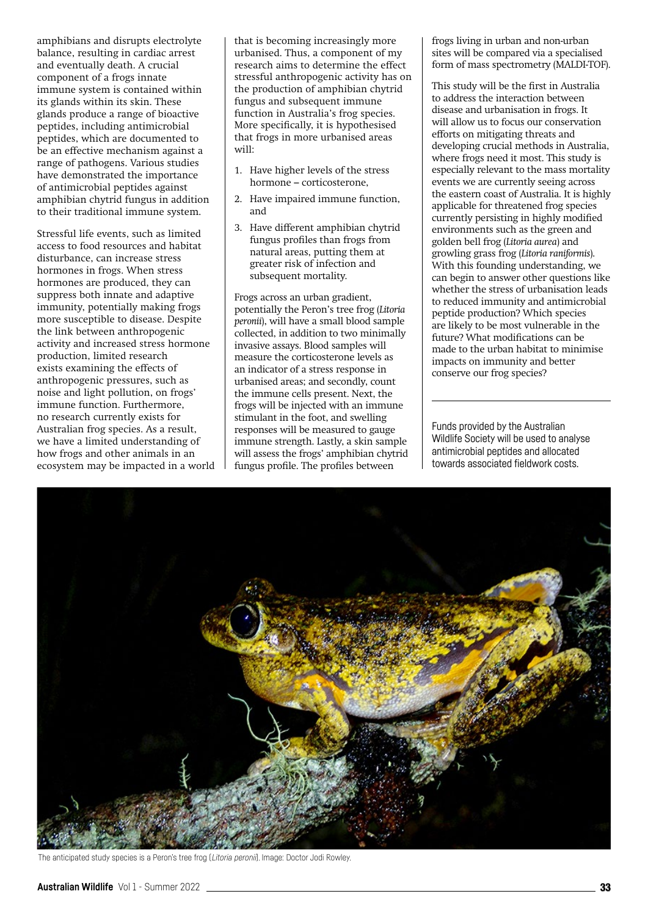amphibians and disrupts electrolyte balance, resulting in cardiac arrest and eventually death. A crucial component of a frogs innate immune system is contained within its glands within its skin. These glands produce a range of bioactive peptides, including antimicrobial peptides, which are documented to be an effective mechanism against a range of pathogens. Various studies have demonstrated the importance of antimicrobial peptides against amphibian chytrid fungus in addition to their traditional immune system.

Stressful life events, such as limited access to food resources and habitat disturbance, can increase stress hormones in frogs. When stress hormones are produced, they can suppress both innate and adaptive immunity, potentially making frogs more susceptible to disease. Despite the link between anthropogenic activity and increased stress hormone production, limited research exists examining the effects of anthropogenic pressures, such as noise and light pollution, on frogs' immune function. Furthermore, no research currently exists for Australian frog species. As a result, we have a limited understanding of how frogs and other animals in an ecosystem may be impacted in a world that is becoming increasingly more urbanised. Thus, a component of my research aims to determine the effect stressful anthropogenic activity has on the production of amphibian chytrid fungus and subsequent immune function in Australia's frog species. More specifically, it is hypothesised that frogs in more urbanised areas will:

1. Have higher levels of the stress hormone – corticosterone,
2. Have impaired immune function, and
3. Have different amphibian chytrid fungus profiles than frogs from natural areas, putting them at greater risk of infection and subsequent mortality.

Frogs across an urban gradient, potentially the Peron's tree frog (*Litoria peronii*), will have a small blood sample collected, in addition to two minimally invasive assays. Blood samples will measure the corticosterone levels as an indicator of a stress response in urbanised areas; and secondly, count the immune cells present. Next, the frogs will be injected with an immune stimulant in the foot, and swelling responses will be measured to gauge immune strength. Lastly, a skin sample will assess the frogs' amphibian chytrid fungus profile. The profiles between frogs living in urban and non-urban sites will be compared via a specialised form of mass spectrometry (MALDI-TOF).

This study will be the first in Australia to address the interaction between disease and urbanisation in frogs. It will allow us to focus our conservation efforts on mitigating threats and developing crucial methods in Australia, where frogs need it most. This study is especially relevant to the mass mortality events we are currently seeing across the eastern coast of Australia. It is highly applicable for threatened frog species currently persisting in highly modified environments such as the green and golden bell frog (*Litoria aurea*) and growling grass frog (*Litoria raniformis*). With this founding understanding, we can begin to answer other questions like whether the stress of urbanisation leads to reduced immunity and antimicrobial peptide production? Which species are likely to be most vulnerable in the future? What modifications can be made to the urban habitat to minimise impacts on immunity and better conserve our frog species?

Funds provided by the Australian Wildlife Society will be used to analyse antimicrobial peptides and allocated towards associated fieldwork costs.

The anticipated study species is a Peron's tree frog (*Litoria peronii*). Image: Doctor Jodi Rowley.